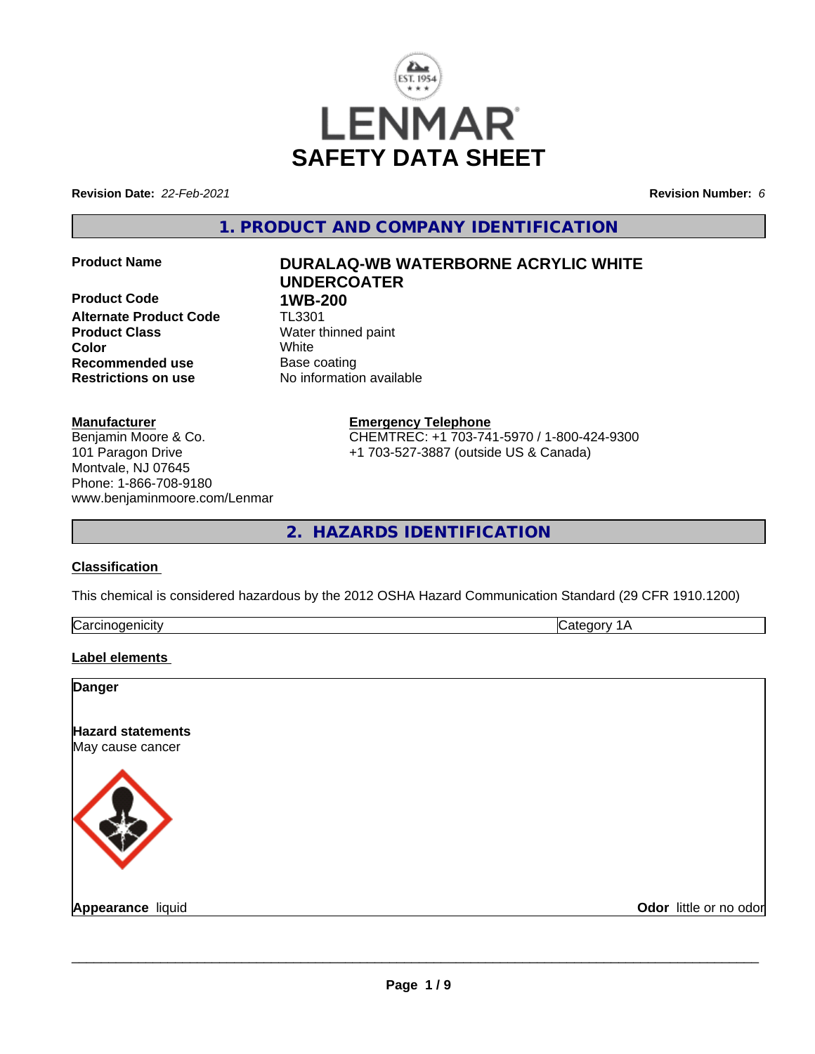LENMAR

# SAFETY DATA SHEET

**Revision Date:** *22-Feb-2021*

**Revision Number:** *6*

## 1. PRODUCT AND COMPANY IDENTIFICATION

| | |
|---|---|
| **Product Name** | **DURALAQ-WB WATERBORNE ACRYLIC WHITE UNDERCOATER** |
| **Product Code** | **1WB-200** |
| **Alternate Product Code** | TL3301 |
| **Product Class** | Water thinned paint |
| **Color** | White |
| **Recommended use** | Base coating |
| **Restrictions on use** | No information available |

**Manufacturer**
Benjamin Moore & Co.
101 Paragon Drive
Montvale, NJ 07645
Phone: 1-866-708-9180
www.benjaminmoore.com/Lenmar

**Emergency Telephone**
CHEMTREC: +1 703-741-5970 / 1-800-424-9300
+1 703-527-3887 (outside US & Canada)

## 2. HAZARDS IDENTIFICATION

**Classification**

This chemical is considered hazardous by the 2012 OSHA Hazard Communication Standard (29 CFR 1910.1200)

| | |
|---|---|
| Carcinogenicity | Category 1A |

**Label elements**

**Danger**

**Hazard statements**
May cause cancer

**Appearance** liquid

**Odor** little or no odor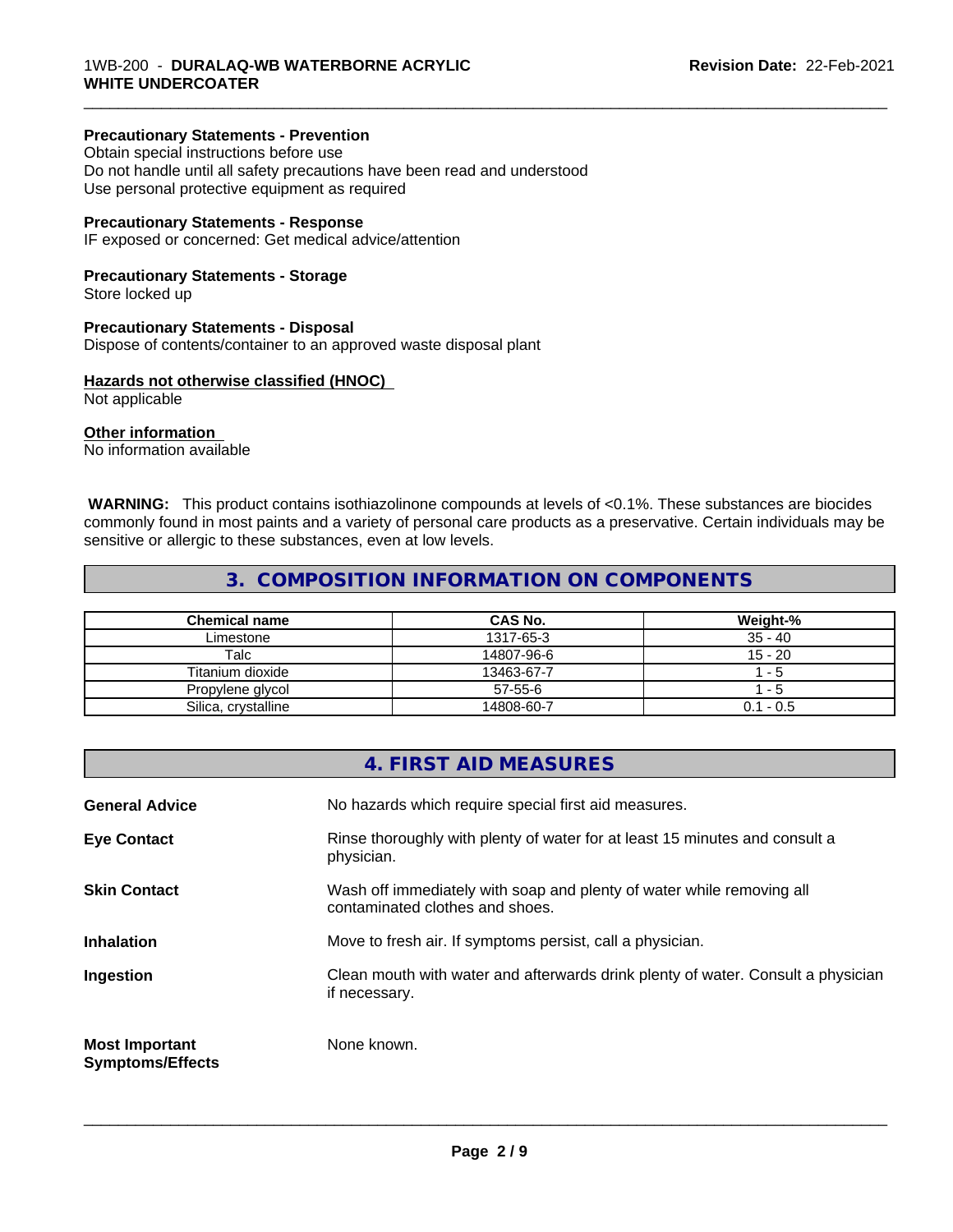#### Precautionary Statements - Prevention

Obtain special instructions before use
Do not handle until all safety precautions have been read and understood
Use personal protective equipment as required

#### Precautionary Statements - Response

IF exposed or concerned: Get medical advice/attention

#### Precautionary Statements - Storage

Store locked up

#### Precautionary Statements - Disposal

Dispose of contents/container to an approved waste disposal plant

#### Hazards not otherwise classified (HNOC)

Not applicable

#### Other information

No information available

**WARNING:** This product contains isothiazolinone compounds at levels of <0.1%. These substances are biocides commonly found in most paints and a variety of personal care products as a preservative. Certain individuals may be sensitive or allergic to these substances, even at low levels.

## 3. COMPOSITION INFORMATION ON COMPONENTS

| Chemical name | CAS No. | Weight-% |
|---|---|---|
| Limestone | 1317-65-3 | 35 - 40 |
| Talc | 14807-96-6 | 15 - 20 |
| Titanium dioxide | 13463-67-7 | 1 - 5 |
| Propylene glycol | 57-55-6 | 1 - 5 |
| Silica, crystalline | 14808-60-7 | 0.1 - 0.5 |

## 4. FIRST AID MEASURES

**General Advice**
No hazards which require special first aid measures.

**Eye Contact**
Rinse thoroughly with plenty of water for at least 15 minutes and consult a physician.

**Skin Contact**
Wash off immediately with soap and plenty of water while removing all contaminated clothes and shoes.

**Inhalation**
Move to fresh air. If symptoms persist, call a physician.

**Ingestion**
Clean mouth with water and afterwards drink plenty of water. Consult a physician if necessary.

**Most Important Symptoms/Effects**
None known.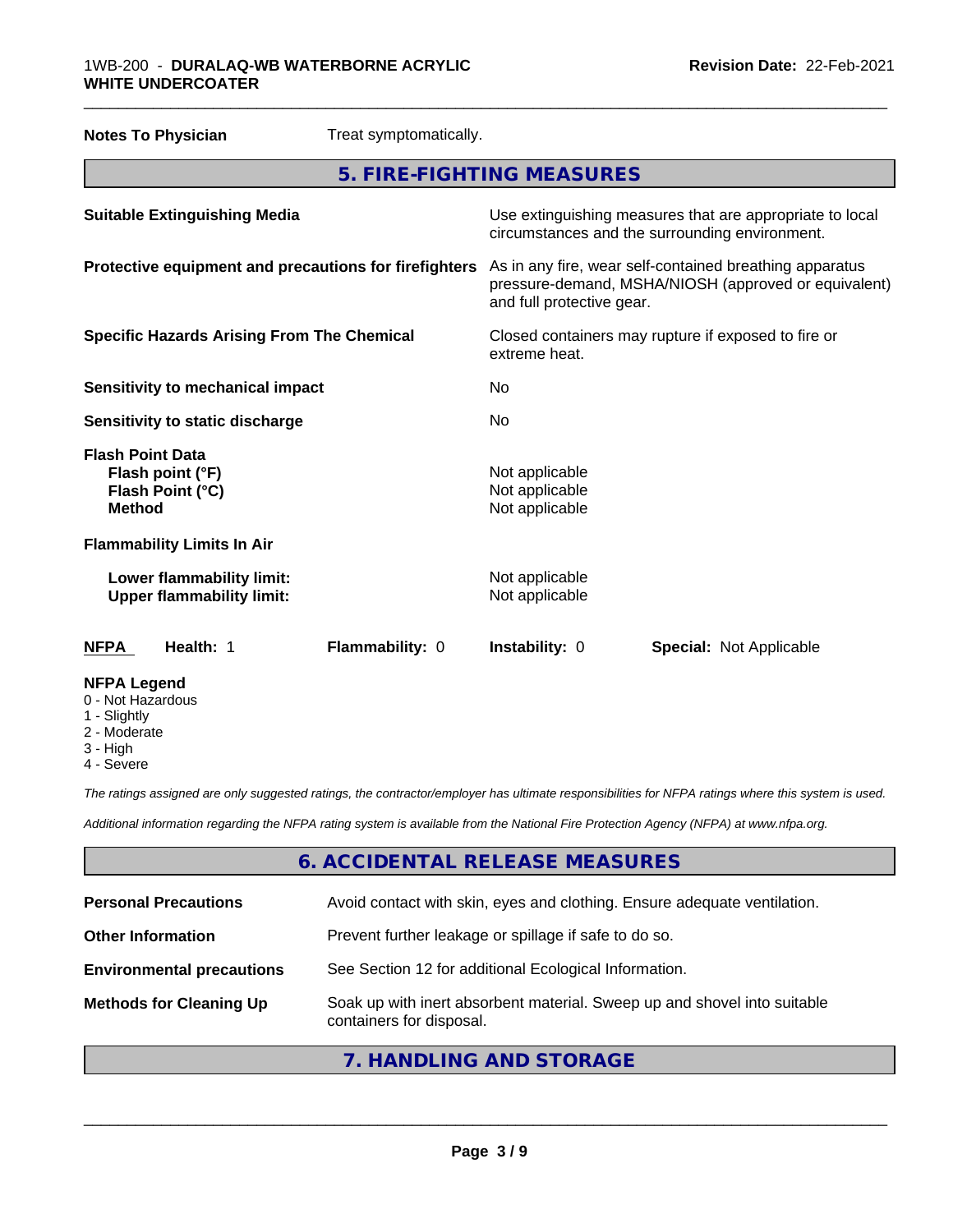**Notes To Physician** Treat symptomatically.

## 5. FIRE-FIGHTING MEASURES

| | |
|---|---|
| **Suitable Extinguishing Media** | Use extinguishing measures that are appropriate to local circumstances and the surrounding environment. |
| **Protective equipment and precautions for firefighters** | As in any fire, wear self-contained breathing apparatus pressure-demand, MSHA/NIOSH (approved or equivalent) and full protective gear. |
| **Specific Hazards Arising From The Chemical** | Closed containers may rupture if exposed to fire or extreme heat. |
| **Sensitivity to mechanical impact** | No |
| **Sensitivity to static discharge** | No |

**Flash Point Data**

| | |
|---|---|
| **Flash point (°F)** | Not applicable |
| **Flash Point (°C)** | Not applicable |
| **Method** | Not applicable |

**Flammability Limits In Air**

| | |
|---|---|
| **Lower flammability limit:** | Not applicable |
| **Upper flammability limit:** | Not applicable |

| **NFPA** | **Health:** 1 | **Flammability:** 0 | **Instability:** 0 | **Special:** Not Applicable |
|---|---|---|---|---|

**NFPA Legend**
- 0 - Not Hazardous
- 1 - Slightly
- 2 - Moderate
- 3 - High
- 4 - Severe

*The ratings assigned are only suggested ratings, the contractor/employer has ultimate responsibilities for NFPA ratings where this system is used.*

*Additional information regarding the NFPA rating system is available from the National Fire Protection Agency (NFPA) at www.nfpa.org.*

## 6. ACCIDENTAL RELEASE MEASURES

| | |
|---|---|
| **Personal Precautions** | Avoid contact with skin, eyes and clothing. Ensure adequate ventilation. |
| **Other Information** | Prevent further leakage or spillage if safe to do so. |
| **Environmental precautions** | See Section 12 for additional Ecological Information. |
| **Methods for Cleaning Up** | Soak up with inert absorbent material. Sweep up and shovel into suitable containers for disposal. |

## 7. HANDLING AND STORAGE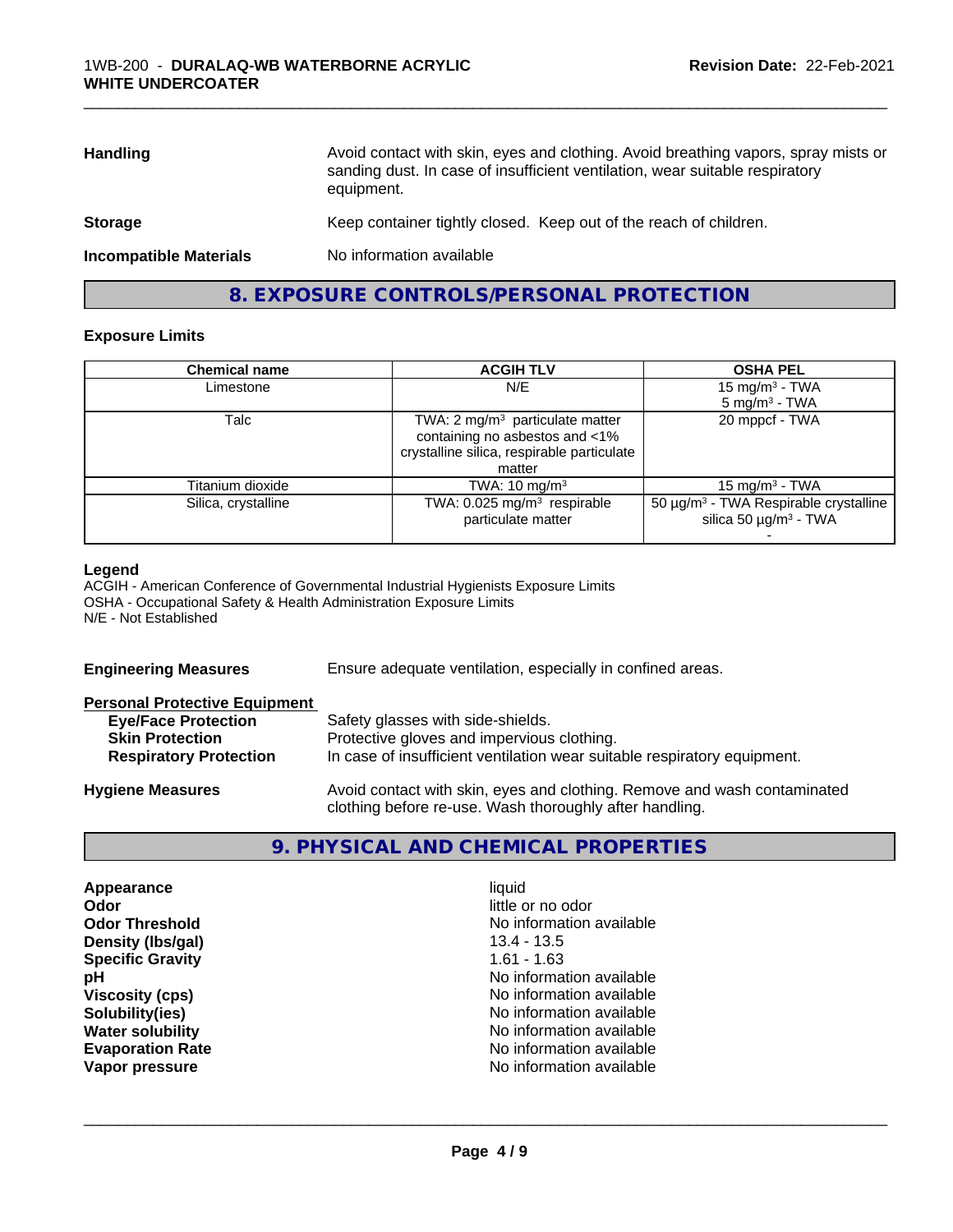| | |
|---|---|
| **Handling** | Avoid contact with skin, eyes and clothing. Avoid breathing vapors, spray mists or sanding dust. In case of insufficient ventilation, wear suitable respiratory equipment. |
| **Storage** | Keep container tightly closed. Keep out of the reach of children. |
| **Incompatible Materials** | No information available |

## 8. EXPOSURE CONTROLS/PERSONAL PROTECTION

### Exposure Limits

| Chemical name | ACGIH TLV | OSHA PEL |
|---|---|---|
| Limestone | N/E | 15 mg/m³ - TWA<br>5 mg/m³ - TWA |
| Talc | TWA: 2 mg/m³ particulate matter containing no asbestos and <1% crystalline silica, respirable particulate matter | 20 mppcf - TWA |
| Titanium dioxide | TWA: 10 mg/m³ | 15 mg/m³ - TWA |
| Silica, crystalline | TWA: 0.025 mg/m³ respirable particulate matter | 50 µg/m³ - TWA Respirable crystalline silica 50 µg/m³ - TWA<br>- |

**Legend**
ACGIH - American Conference of Governmental Industrial Hygienists Exposure Limits
OSHA - Occupational Safety & Health Administration Exposure Limits
N/E - Not Established

**Engineering Measures** Ensure adequate ventilation, especially in confined areas.

**Personal Protective Equipment**

| | |
|---|---|
| **Eye/Face Protection** | Safety glasses with side-shields. |
| **Skin Protection** | Protective gloves and impervious clothing. |
| **Respiratory Protection** | In case of insufficient ventilation wear suitable respiratory equipment. |

**Hygiene Measures** Avoid contact with skin, eyes and clothing. Remove and wash contaminated clothing before re-use. Wash thoroughly after handling.

## 9. PHYSICAL AND CHEMICAL PROPERTIES

| | |
|---|---|
| **Appearance** | liquid |
| **Odor** | little or no odor |
| **Odor Threshold** | No information available |
| **Density (lbs/gal)** | 13.4 - 13.5 |
| **Specific Gravity** | 1.61 - 1.63 |
| **pH** | No information available |
| **Viscosity (cps)** | No information available |
| **Solubility(ies)** | No information available |
| **Water solubility** | No information available |
| **Evaporation Rate** | No information available |
| **Vapor pressure** | No information available |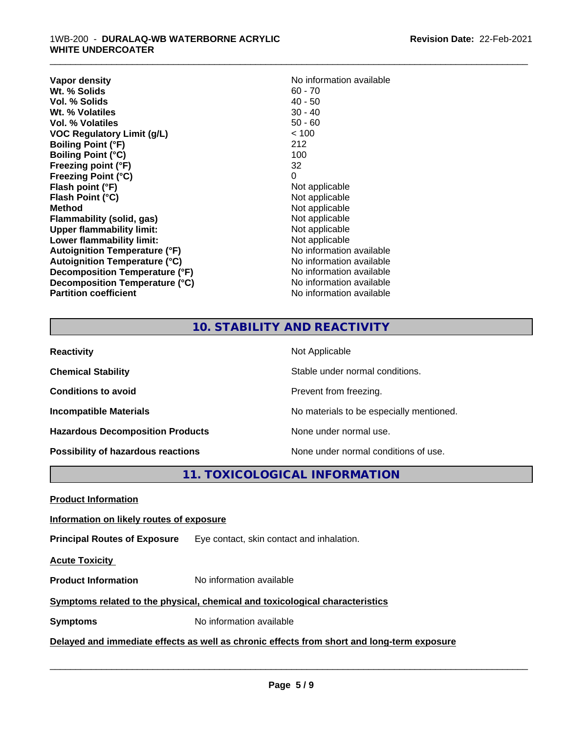| | |
|---|---|
| **Vapor density** | No information available |
| **Wt. % Solids** | 60 - 70 |
| **Vol. % Solids** | 40 - 50 |
| **Wt. % Volatiles** | 30 - 40 |
| **Vol. % Volatiles** | 50 - 60 |
| **VOC Regulatory Limit (g/L)** | < 100 |
| **Boiling Point (°F)** | 212 |
| **Boiling Point (°C)** | 100 |
| **Freezing point (°F)** | 32 |
| **Freezing Point (°C)** | 0 |
| **Flash point (°F)** | Not applicable |
| **Flash Point (°C)** | Not applicable |
| **Method** | Not applicable |
| **Flammability (solid, gas)** | Not applicable |
| **Upper flammability limit:** | Not applicable |
| **Lower flammability limit:** | Not applicable |
| **Autoignition Temperature (°F)** | No information available |
| **Autoignition Temperature (°C)** | No information available |
| **Decomposition Temperature (°F)** | No information available |
| **Decomposition Temperature (°C)** | No information available |
| **Partition coefficient** | No information available |

## 10. STABILITY AND REACTIVITY

| | |
|---|---|
| **Reactivity** | Not Applicable |
| **Chemical Stability** | Stable under normal conditions. |
| **Conditions to avoid** | Prevent from freezing. |
| **Incompatible Materials** | No materials to be especially mentioned. |
| **Hazardous Decomposition Products** | None under normal use. |
| **Possibility of hazardous reactions** | None under normal conditions of use. |

## 11. TOXICOLOGICAL INFORMATION

**Product Information**

**Information on likely routes of exposure**

**Principal Routes of Exposure** Eye contact, skin contact and inhalation.

**Acute Toxicity**

**Product Information** No information available

**Symptoms related to the physical, chemical and toxicological characteristics**

**Symptoms** No information available

**Delayed and immediate effects as well as chronic effects from short and long-term exposure**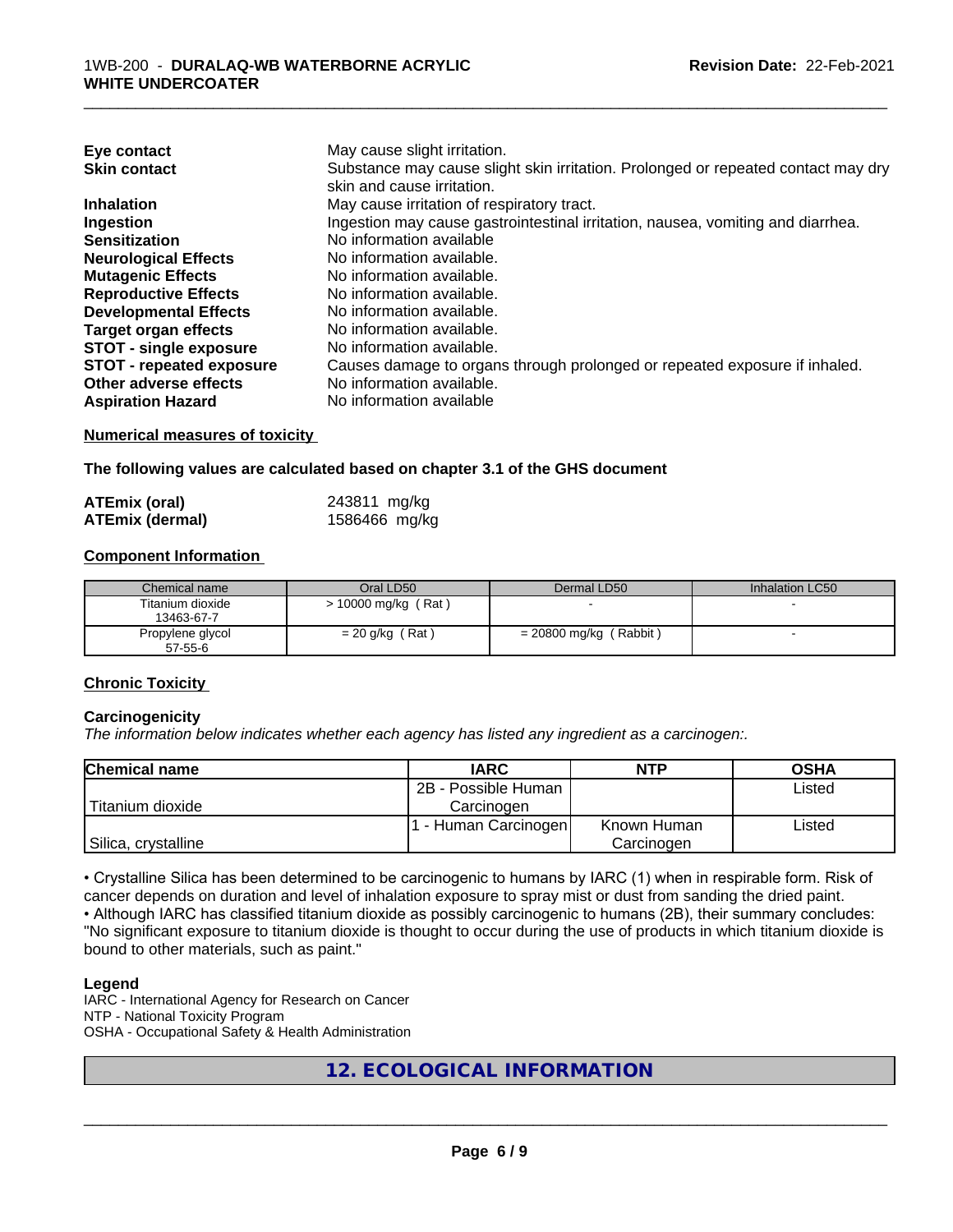| | |
|---|---|
| **Eye contact** | May cause slight irritation. |
| **Skin contact** | Substance may cause slight skin irritation. Prolonged or repeated contact may dry skin and cause irritation. |
| **Inhalation** | May cause irritation of respiratory tract. |
| **Ingestion** | Ingestion may cause gastrointestinal irritation, nausea, vomiting and diarrhea. |
| **Sensitization** | No information available |
| **Neurological Effects** | No information available. |
| **Mutagenic Effects** | No information available. |
| **Reproductive Effects** | No information available. |
| **Developmental Effects** | No information available. |
| **Target organ effects** | No information available. |
| **STOT - single exposure** | No information available. |
| **STOT - repeated exposure** | Causes damage to organs through prolonged or repeated exposure if inhaled. |
| **Other adverse effects** | No information available. |
| **Aspiration Hazard** | No information available |

**Numerical measures of toxicity**

**The following values are calculated based on chapter 3.1 of the GHS document**

| | |
|---|---|
| **ATEmix (oral)** | 243811 mg/kg |
| **ATEmix (dermal)** | 1586466 mg/kg |

**Component Information**

| Chemical name | Oral LD50 | Dermal LD50 | Inhalation LC50 |
|---|---|---|---|
| Titanium dioxide 13463-67-7 | > 10000 mg/kg ( Rat ) | - | - |
| Propylene glycol 57-55-6 | = 20 g/kg ( Rat ) | = 20800 mg/kg ( Rabbit ) | - |

**Chronic Toxicity**

**Carcinogenicity**

*The information below indicates whether each agency has listed any ingredient as a carcinogen:.*

| Chemical name | IARC | NTP | OSHA |
|---|---|---|---|
| Titanium dioxide | 2B - Possible Human Carcinogen | | Listed |
| Silica, crystalline | 1 - Human Carcinogen | Known Human Carcinogen | Listed |

• Crystalline Silica has been determined to be carcinogenic to humans by IARC (1) when in respirable form. Risk of cancer depends on duration and level of inhalation exposure to spray mist or dust from sanding the dried paint.
• Although IARC has classified titanium dioxide as possibly carcinogenic to humans (2B), their summary concludes: "No significant exposure to titanium dioxide is thought to occur during the use of products in which titanium dioxide is bound to other materials, such as paint."

**Legend**

IARC - International Agency for Research on Cancer
NTP - National Toxicity Program
OSHA - Occupational Safety & Health Administration

## 12. ECOLOGICAL INFORMATION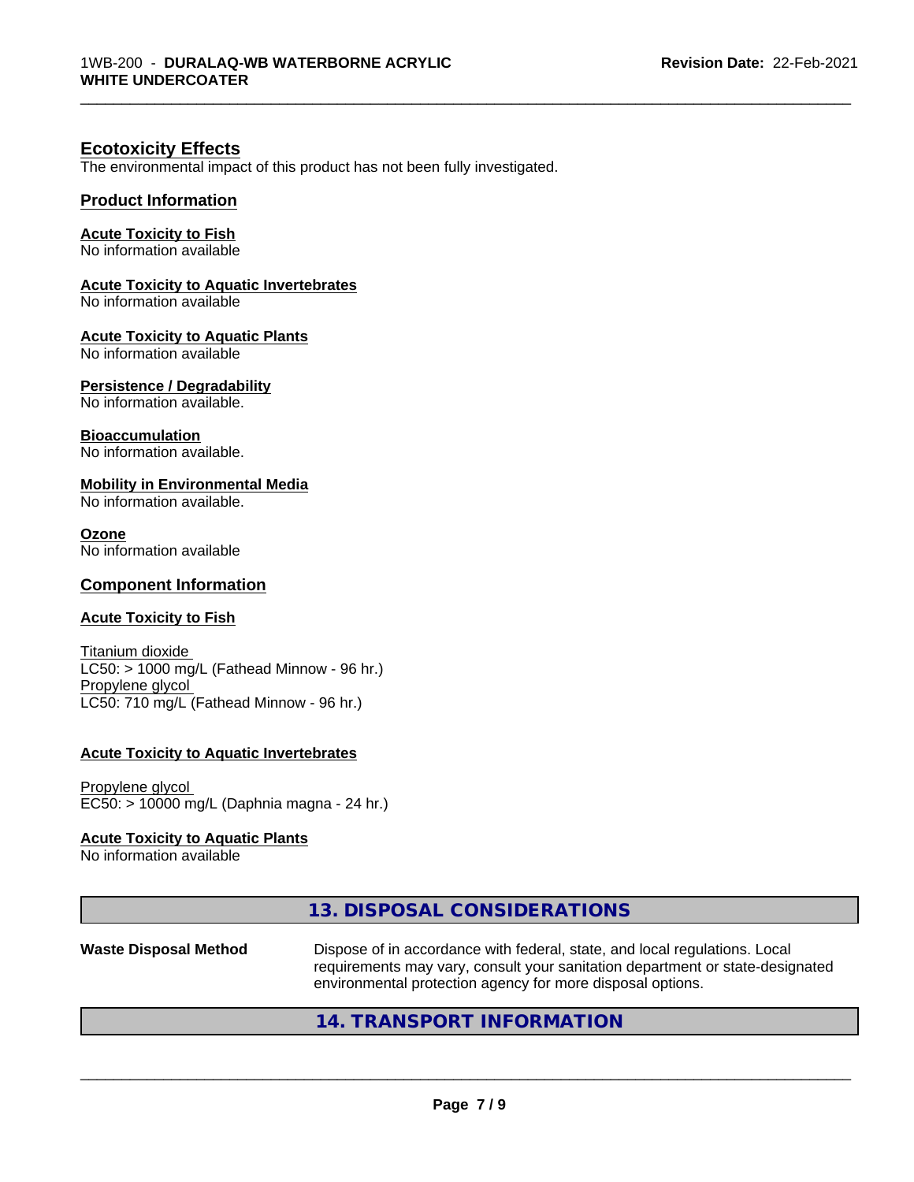## Ecotoxicity Effects

The environmental impact of this product has not been fully investigated.

### Product Information

**Acute Toxicity to Fish**
No information available

**Acute Toxicity to Aquatic Invertebrates**
No information available

**Acute Toxicity to Aquatic Plants**
No information available

**Persistence / Degradability**
No information available.

**Bioaccumulation**
No information available.

**Mobility in Environmental Media**
No information available.

**Ozone**
No information available

### Component Information

**Acute Toxicity to Fish**

Titanium dioxide
LC50: > 1000 mg/L (Fathead Minnow - 96 hr.)
Propylene glycol
LC50: 710 mg/L (Fathead Minnow - 96 hr.)

**Acute Toxicity to Aquatic Invertebrates**

Propylene glycol
EC50: > 10000 mg/L (Daphnia magna - 24 hr.)

**Acute Toxicity to Aquatic Plants**
No information available

## 13. DISPOSAL CONSIDERATIONS

**Waste Disposal Method** Dispose of in accordance with federal, state, and local regulations. Local requirements may vary, consult your sanitation department or state-designated environmental protection agency for more disposal options.

## 14. TRANSPORT INFORMATION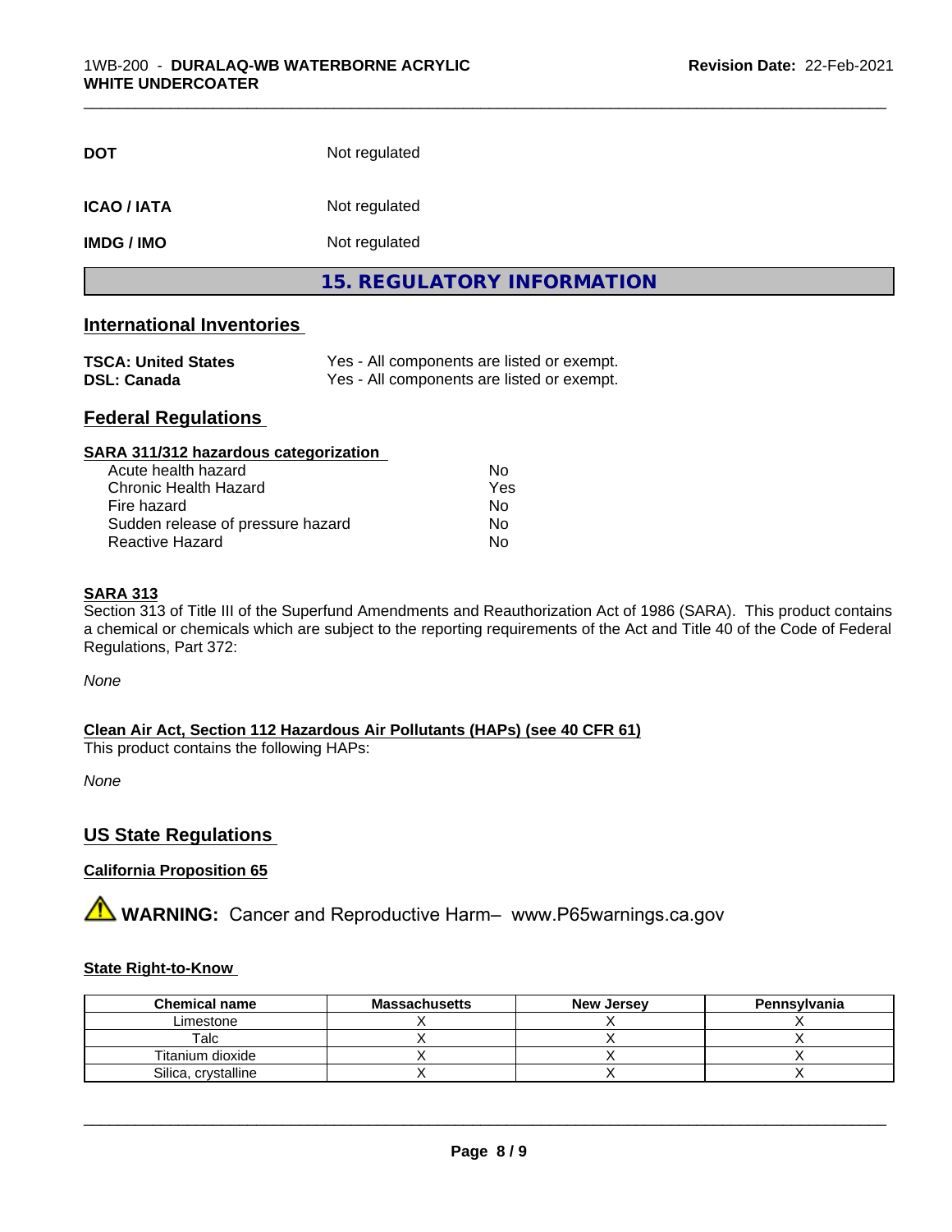| | |
|---|---|
| **DOT** | Not regulated |
| **ICAO / IATA** | Not regulated |
| **IMDG / IMO** | Not regulated |

# 15. REGULATORY INFORMATION

## International Inventories

| | |
|---|---|
| **TSCA: United States** | Yes - All components are listed or exempt. |
| **DSL: Canada** | Yes - All components are listed or exempt. |

## Federal Regulations

**SARA 311/312 hazardous categorization**

| | |
|---|---|
| Acute health hazard | No |
| Chronic Health Hazard | Yes |
| Fire hazard | No |
| Sudden release of pressure hazard | No |
| Reactive Hazard | No |

**SARA 313**

Section 313 of Title III of the Superfund Amendments and Reauthorization Act of 1986 (SARA). This product contains a chemical or chemicals which are subject to the reporting requirements of the Act and Title 40 of the Code of Federal Regulations, Part 372:

*None*

**Clean Air Act, Section 112 Hazardous Air Pollutants (HAPs) (see 40 CFR 61)**

This product contains the following HAPs:

*None*

## US State Regulations

**California Proposition 65**

⚠ **WARNING:** Cancer and Reproductive Harm– www.P65warnings.ca.gov

**State Right-to-Know**

| Chemical name | Massachusetts | New Jersey | Pennsylvania |
|---|---|---|---|
| Limestone | X | X | X |
| Talc | X | X | X |
| Titanium dioxide | X | X | X |
| Silica, crystalline | X | X | X |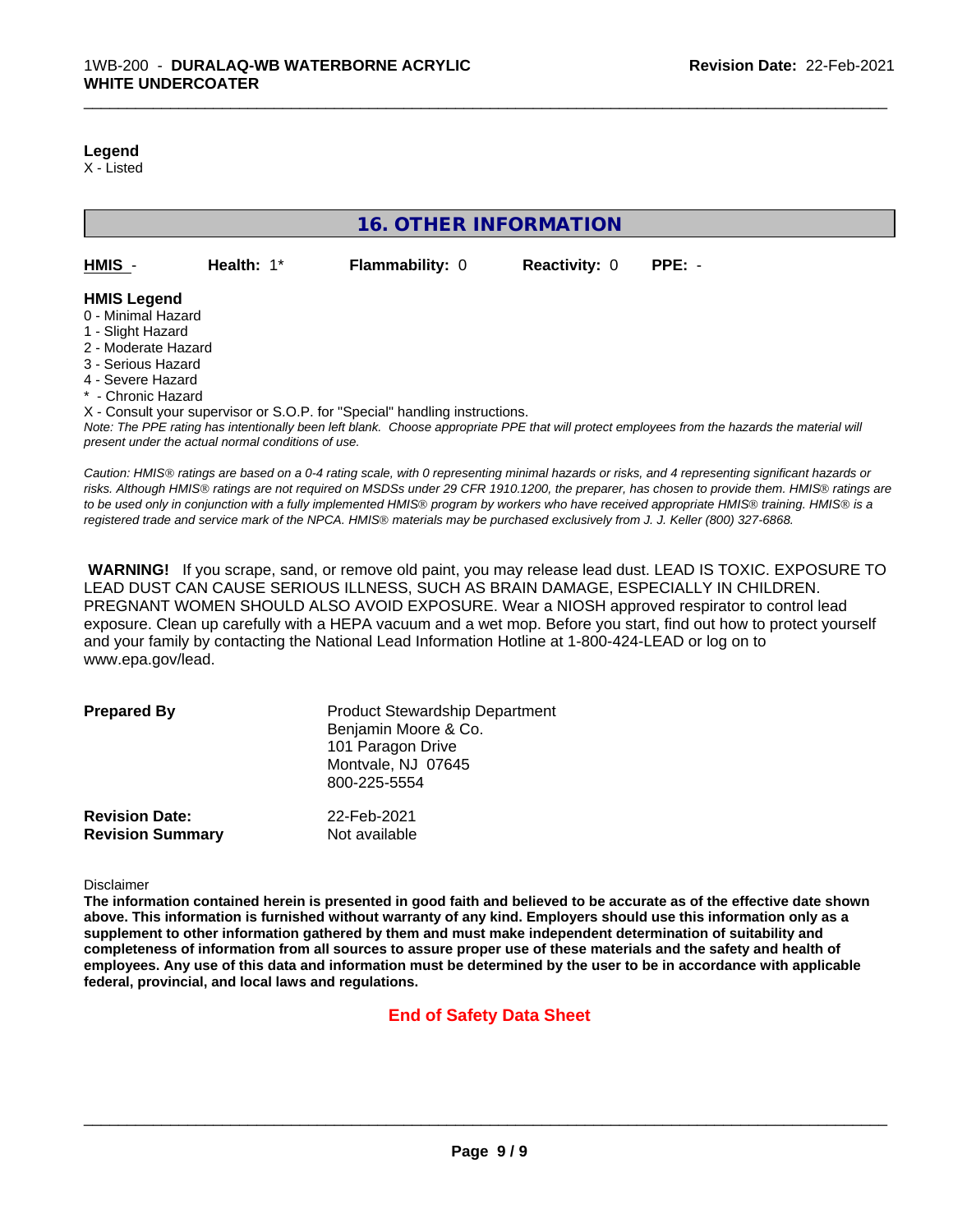**Legend**
X - Listed

## 16. OTHER INFORMATION

| HMIS - | Health: 1* | Flammability: 0 | Reactivity: 0 | PPE: - |
|---|---|---|---|---|

**HMIS Legend**
0 - Minimal Hazard
1 - Slight Hazard
2 - Moderate Hazard
3 - Serious Hazard
4 - Severe Hazard
* - Chronic Hazard
X - Consult your supervisor or S.O.P. for "Special" handling instructions.

*Note: The PPE rating has intentionally been left blank. Choose appropriate PPE that will protect employees from the hazards the material will present under the actual normal conditions of use.*

*Caution: HMIS® ratings are based on a 0-4 rating scale, with 0 representing minimal hazards or risks, and 4 representing significant hazards or risks. Although HMIS® ratings are not required on MSDSs under 29 CFR 1910.1200, the preparer, has chosen to provide them. HMIS® ratings are to be used only in conjunction with a fully implemented HMIS® program by workers who have received appropriate HMIS® training. HMIS® is a registered trade and service mark of the NPCA. HMIS® materials may be purchased exclusively from J. J. Keller (800) 327-6868.*

**WARNING!** If you scrape, sand, or remove old paint, you may release lead dust. LEAD IS TOXIC. EXPOSURE TO LEAD DUST CAN CAUSE SERIOUS ILLNESS, SUCH AS BRAIN DAMAGE, ESPECIALLY IN CHILDREN. PREGNANT WOMEN SHOULD ALSO AVOID EXPOSURE. Wear a NIOSH approved respirator to control lead exposure. Clean up carefully with a HEPA vacuum and a wet mop. Before you start, find out how to protect yourself and your family by contacting the National Lead Information Hotline at 1-800-424-LEAD or log on to www.epa.gov/lead.

**Prepared By**
Product Stewardship Department
Benjamin Moore & Co.
101 Paragon Drive
Montvale, NJ 07645
800-225-5554

**Revision Date:** 22-Feb-2021
**Revision Summary** Not available

Disclaimer
**The information contained herein is presented in good faith and believed to be accurate as of the effective date shown above. This information is furnished without warranty of any kind. Employers should use this information only as a supplement to other information gathered by them and must make independent determination of suitability and completeness of information from all sources to assure proper use of these materials and the safety and health of employees. Any use of this data and information must be determined by the user to be in accordance with applicable federal, provincial, and local laws and regulations.**

**End of Safety Data Sheet**